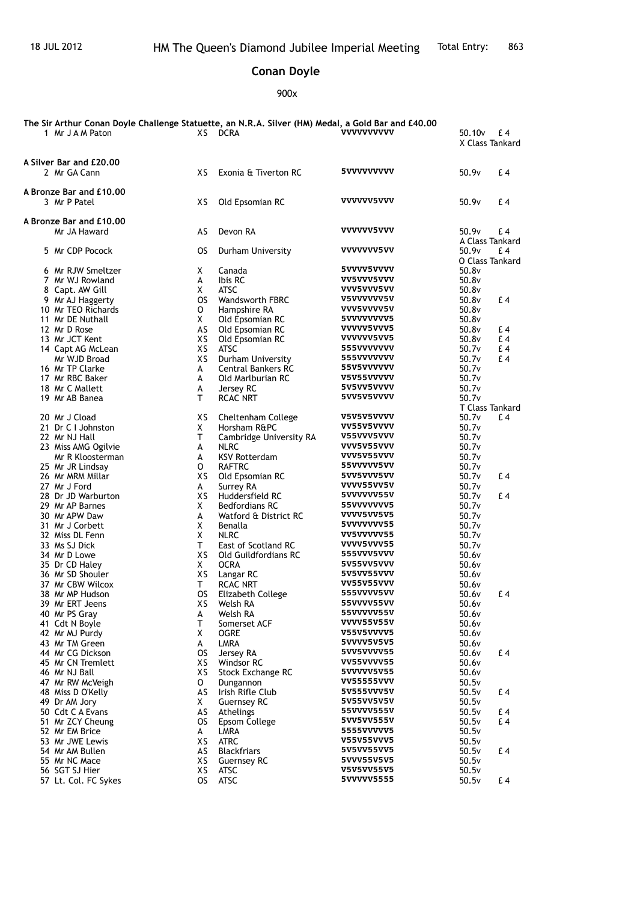18 JUL 2012 — HM The Queen's Diamond Jubilee Imperial Meeting — Total Entry: 863

# Conan Doyle

900x

**The Sir Arthur Conan Doyle Challenge Statuette, an N.R.A. Silver (HM) Medal, a Gold Bar and £40.00**

| Pos | Name | Class | Club | Shots | Score | Prize |
|---|---|---|---|---|---|---|
| 1 | Mr J A M Paton | XS | DCRA | VVVVVVVVVV | 50.10v | £ 4 |
| | | | | | X Class Tankard | |

**A Silver Bar and £20.00**

| Pos | Name | Class | Club | Shots | Score | Prize |
|---|---|---|---|---|---|---|
| 2 | Mr GA Cann | XS | Exonia & Tiverton RC | 5VVVVVVVVV | 50.9v | £ 4 |

**A Bronze Bar and £10.00**

| Pos | Name | Class | Club | Shots | Score | Prize |
|---|---|---|---|---|---|---|
| 3 | Mr P Patel | XS | Old Epsomian RC | VVVVVV5VVV | 50.9v | £ 4 |

**A Bronze Bar and £10.00**

| Pos | Name | Class | Club | Shots | Score | Prize |
|---|---|---|---|---|---|---|
| | Mr JA Haward | AS | Devon RA | VVVVVV5VVV | 50.9v | £ 4 |
| | | | | | A Class Tankard | |
| 5 | Mr CDP Pocock | OS | Durham University | VVVVVVV5VV | 50.9v | £ 4 |
| | | | | | O Class Tankard | |
| 6 | Mr RJW Smeltzer | X | Canada | 5VVVV5VVVV | 50.8v | |
| 7 | Mr WJ Rowland | A | Ibis RC | VV5VVV5VVV | 50.8v | |
| 8 | Capt. AW Gill | X | ATSC | VVV5VVV5VV | 50.8v | |
| 9 | Mr AJ Haggerty | OS | Wandsworth FBRC | V5VVVVVVV5V | 50.8v | £ 4 |
| 10 | Mr TEO Richards | O | Hampshire RA | VVV5VVVV5V | 50.8v | |
| 11 | Mr DE Nuthall | X | Old Epsomian RC | 5VVVVVVVV5 | 50.8v | |
| 12 | Mr D Rose | AS | Old Epsomian RC | VVVVV5VVV5 | 50.8v | £ 4 |
| 13 | Mr JCT Kent | XS | Old Epsomian RC | VVVVVVV5VV5 | 50.8v | £ 4 |
| 14 | Capt AG McLean | XS | ATSC | 555VVVVVVV | 50.7v | £ 4 |
| | Mr WJD Broad | XS | Durham University | 555VVVVVVV | 50.7v | £ 4 |
| 16 | Mr TP Clarke | A | Central Bankers RC | 55V5VVVVVV | 50.7v | |
| 17 | Mr RBC Baker | A | Old Marlburian RC | V5V55VVVVV | 50.7v | |
| 18 | Mr C Mallett | A | Jersey RC | 5V5VV5VVVV | 50.7v | |
| 19 | Mr AB Banea | T | RCAC NRT | 5VV5V5VVVV | 50.7v | |
| | | | | | T Class Tankard | |
| 20 | Mr J Cload | XS | Cheltenham College | V5V5V5VVVV | 50.7v | £ 4 |
| 21 | Dr C I Johnston | X | Horsham R&PC | VV55V5VVVV | 50.7v | |
| 22 | Mr NJ Hall | T | Cambridge University RA | V55VVV5VVV | 50.7v | |
| 23 | Miss AMG Ogilvie | A | NLRC | VVV5V55VVV | 50.7v | |
| | Mr R Kloosterman | A | KSV Rotterdam | VVV5V55VVV | 50.7v | |
| 25 | Mr JR Lindsay | O | RAFTRC | 55VVVVV5VV | 50.7v | |
| 26 | Mr MRM Millar | XS | Old Epsomian RC | 5VV5VVV5VV | 50.7v | £ 4 |
| 27 | Mr J Ford | A | Surrey RA | VVVVV55VV5V | 50.7v | |
| 28 | Dr JD Warburton | XS | Huddersfield RC | 5VVVVVV55V | 50.7v | £ 4 |
| 29 | Mr AP Barnes | X | Bedfordians RC | 55VVVVVVV5 | 50.7v | |
| 30 | Mr APW Daw | A | Watford & District RC | VVVV5VV5V5 | 50.7v | |
| 31 | Mr J Corbett | X | Benalla | 5VVVVVVV55 | 50.7v | |
| 32 | Miss DL Fenn | X | NLRC | VV5VVVVV55 | 50.7v | |
| 33 | Ms SJ Dick | T | East of Scotland RC | VVVV5VVV55 | 50.7v | |
| 34 | Mr D Lowe | XS | Old Guildfordians RC | 555VVV5VVV | 50.6v | |
| 35 | Dr CD Haley | X | OCRA | 5V55VV5VVV | 50.6v | |
| 36 | Mr SD Shouler | XS | Langar RC | 5V5VV55VVV | 50.6v | |
| 37 | Mr CBW Wilcox | T | RCAC NRT | VV55V55VVV | 50.6v | |
| 38 | Mr MP Hudson | OS | Elizabeth College | 555VVVV5VV | 50.6v | £ 4 |
| 39 | Mr ERT Jeens | XS | Welsh RA | 55VVVV55VV | 50.6v | |
| 40 | Mr PS Gray | A | Welsh RA | 55VVVVV55V | 50.6v | |
| 41 | Cdt N Boyle | T | Somerset ACF | VVVV55V55V | 50.6v | |
| 42 | Mr MJ Purdy | X | OGRE | V55V5VVVV5 | 50.6v | |
| 43 | Mr TM Green | A | LMRA | 5VVVV5V5V5 | 50.6v | |
| 44 | Mr CG Dickson | OS | Jersey RA | 5VV5VVVV55 | 50.6v | £ 4 |
| 45 | Mr CN Tremlett | XS | Windsor RC | VV55VVVV55 | 50.6v | |
| 46 | Mr NJ Ball | XS | Stock Exchange RC | 5VVVVV5V55 | 50.6v | |
| 47 | Mr RW McVeigh | O | Dungannon | VV55555VVV | 50.5v | |
| 48 | Miss D O'Kelly | AS | Irish Rifle Club | 5V555VVV5V | 50.5v | £ 4 |
| 49 | Dr AM Jory | X | Guernsey RC | 5V55VV5V5V | 50.5v | |
| 50 | Cdt C A Evans | AS | Athelings | 55VVVV555V | 50.5v | £ 4 |
| 51 | Mr ZCY Cheung | OS | Epsom College | 5VV5VV555V | 50.5v | £ 4 |
| 52 | Mr EM Brice | A | LMRA | 5555VVVVV5 | 50.5v | |
| 53 | Mr JWE Lewis | XS | ATRC | V55V55VVV5 | 50.5v | |
| 54 | Mr AM Bullen | AS | Blackfriars | 5V5VV55VV5 | 50.5v | £ 4 |
| 55 | Mr NC Mace | XS | Guernsey RC | 5VVV55V5V5 | 50.5v | |
| 56 | SGT SJ Hier | XS | ATSC | V5V5VV55V5 | 50.5v | |
| 57 | Lt. Col. FC Sykes | OS | ATSC | 5VVVVV5555 | 50.5v | £ 4 |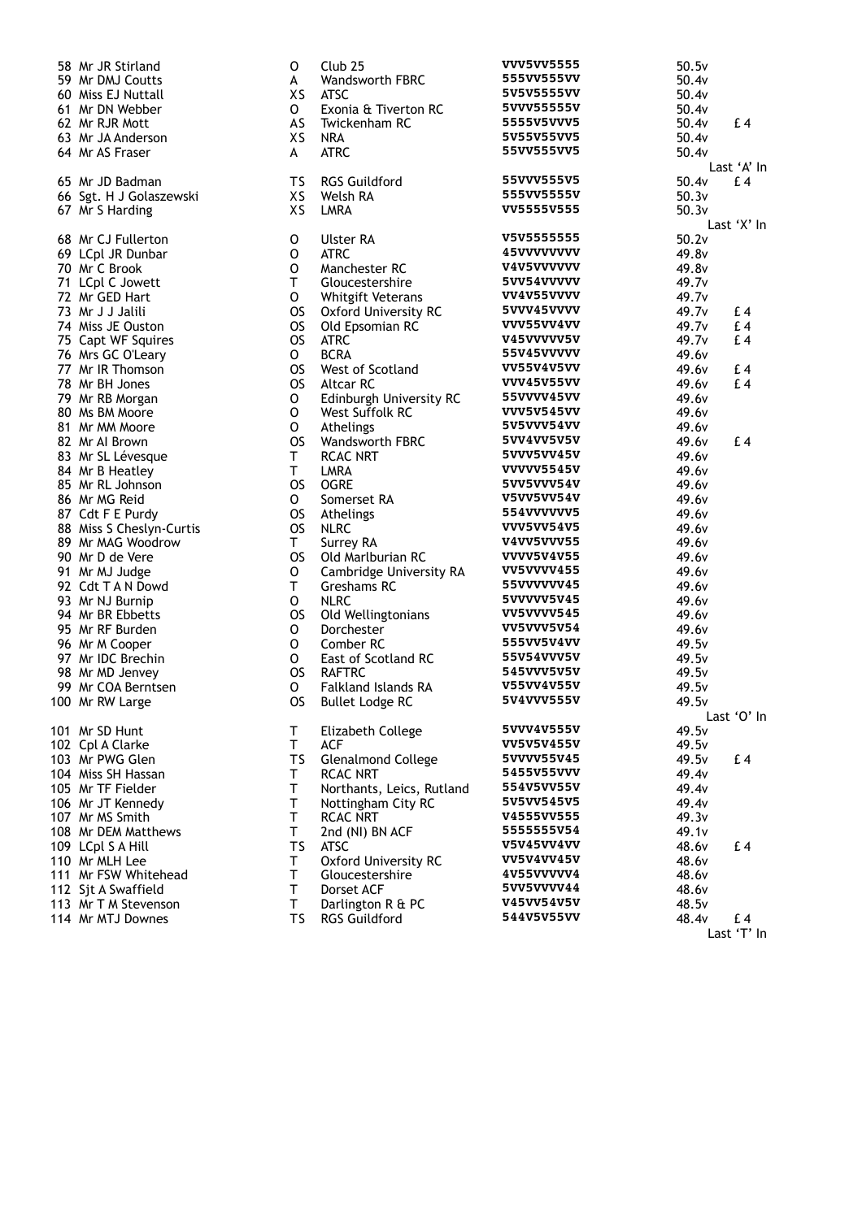| | | | | | | |
|---|---|---|---|---|---|---|
| 58 | Mr JR Stirland | O | Club 25 | VVV5VV5555 | 50.5v | |
| 59 | Mr DMJ Coutts | A | Wandsworth FBRC | 555VV555VV | 50.4v | |
| 60 | Miss EJ Nuttall | XS | ATSC | 5V5V5555VV | 50.4v | |
| 61 | Mr DN Webber | O | Exonia & Tiverton RC | 5VVV55555V | 50.4v | |
| 62 | Mr RJR Mott | AS | Twickenham RC | 5555V5VVV5 | 50.4v | £ 4 |
| 63 | Mr JA Anderson | XS | NRA | 5V55V55VV5 | 50.4v | |
| 64 | Mr AS Fraser | A | ATRC | 55VV555VV5 | 50.4v | |
| | | | | | | Last 'A' In |
| 65 | Mr JD Badman | TS | RGS Guildford | 55VVV555V5 | 50.4v | £ 4 |
| 66 | Sgt. H J Golaszewski | XS | Welsh RA | 555VV5555V | 50.3v | |
| 67 | Mr S Harding | XS | LMRA | VV5555V555 | 50.3v | |
| | | | | | | Last 'X' In |
| 68 | Mr CJ Fullerton | O | Ulster RA | V5V5555555 | 50.2v | |
| 69 | LCpl JR Dunbar | O | ATRC | 45VVVVVVVV | 49.8v | |
| 70 | Mr C Brook | O | Manchester RC | V4V5VVVVVV | 49.8v | |
| 71 | LCpl C Jowett | T | Gloucestershire | 5VV54VVVVV | 49.7v | |
| 72 | Mr GED Hart | O | Whitgift Veterans | VV4V55VVVV | 49.7v | |
| 73 | Mr J J Jalili | OS | Oxford University RC | 5VVV45VVVV | 49.7v | £ 4 |
| 74 | Miss JE Ouston | OS | Old Epsomian RC | VVV55VV4VV | 49.7v | £ 4 |
| 75 | Capt WF Squires | OS | ATRC | V45VVVVV5V | 49.7v | £ 4 |
| 76 | Mrs GC O'Leary | O | BCRA | 55V45VVVVV | 49.6v | |
| 77 | Mr IR Thomson | OS | West of Scotland | VV55V4V5VV | 49.6v | £ 4 |
| 78 | Mr BH Jones | OS | Altcar RC | VVV45V55VV | 49.6v | £ 4 |
| 79 | Mr RB Morgan | O | Edinburgh University RC | 55VVVV45VV | 49.6v | |
| 80 | Ms BM Moore | O | West Suffolk RC | VVV5V545VV | 49.6v | |
| 81 | Mr MM Moore | O | Athelings | 5V5VVV54VV | 49.6v | |
| 82 | Mr AI Brown | OS | Wandsworth FBRC | 5VV4VV5V5V | 49.6v | £ 4 |
| 83 | Mr SL Lévesque | T | RCAC NRT | 5VVV5VV45V | 49.6v | |
| 84 | Mr B Heatley | T | LMRA | VVVVV5545V | 49.6v | |
| 85 | Mr RL Johnson | OS | OGRE | 5VV5VVV54V | 49.6v | |
| 86 | Mr MG Reid | O | Somerset RA | V5VV5VV54V | 49.6v | |
| 87 | Cdt F E Purdy | OS | Athelings | 554VVVVVV5 | 49.6v | |
| 88 | Miss S Cheslyn-Curtis | OS | NLRC | VVV5VV54V5 | 49.6v | |
| 89 | Mr MAG Woodrow | T | Surrey RA | V4VV5VVV55 | 49.6v | |
| 90 | Mr D de Vere | OS | Old Marlburian RC | VVVV5V4V55 | 49.6v | |
| 91 | Mr MJ Judge | O | Cambridge University RA | VV5VVVV455 | 49.6v | |
| 92 | Cdt T A N Dowd | T | Greshams RC | 55VVVVVV45 | 49.6v | |
| 93 | Mr NJ Burnip | O | NLRC | 5VVVVV5V45 | 49.6v | |
| 94 | Mr BR Ebbetts | OS | Old Wellingtonians | VV5VVVV545 | 49.6v | |
| 95 | Mr RF Burden | O | Dorchester | VV5VVV5V54 | 49.6v | |
| 96 | Mr M Cooper | O | Comber RC | 555VV5V4VV | 49.5v | |
| 97 | Mr IDC Brechin | O | East of Scotland RC | 55V54VVV5V | 49.5v | |
| 98 | Mr MD Jenvey | OS | RAFTRC | 545VVV5V5V | 49.5v | |
| 99 | Mr COA Berntsen | O | Falkland Islands RA | V55VV4V55V | 49.5v | |
| 100 | Mr RW Large | OS | Bullet Lodge RC | 5V4VVV555V | 49.5v | |
| | | | | | | Last 'O' In |
| 101 | Mr SD Hunt | T | Elizabeth College | 5VVV4V555V | 49.5v | |
| 102 | Cpl A Clarke | T | ACF | VV5V5V455V | 49.5v | |
| 103 | Mr PWG Glen | TS | Glenalmond College | 5VVVV55V45 | 49.5v | £ 4 |
| 104 | Miss SH Hassan | T | RCAC NRT | 5455V55VVV | 49.4v | |
| 105 | Mr TF Fielder | T | Northants, Leics, Rutland | 554V5VV55V | 49.4v | |
| 106 | Mr JT Kennedy | T | Nottingham City RC | 5V5VV545V5 | 49.4v | |
| 107 | Mr MS Smith | T | RCAC NRT | V4555VV555 | 49.3v | |
| 108 | Mr DEM Matthews | T | 2nd (NI) BN ACF | 5555555V54 | 49.1v | |
| 109 | LCpl S A Hill | TS | ATSC | V5V45VV4VV | 48.6v | £ 4 |
| 110 | Mr MLH Lee | T | Oxford University RC | VV5V4VV45V | 48.6v | |
| 111 | Mr FSW Whitehead | T | Gloucestershire | 4V55VVVVV4 | 48.6v | |
| 112 | Sjt A Swaffield | T | Dorset ACF | 5VV5VVVV44 | 48.6v | |
| 113 | Mr T M Stevenson | T | Darlington R & PC | V45VV54V5V | 48.5v | |
| 114 | Mr MTJ Downes | TS | RGS Guildford | 544V5V55VV | 48.4v | £ 4 |
| | | | | | | Last 'T' In |